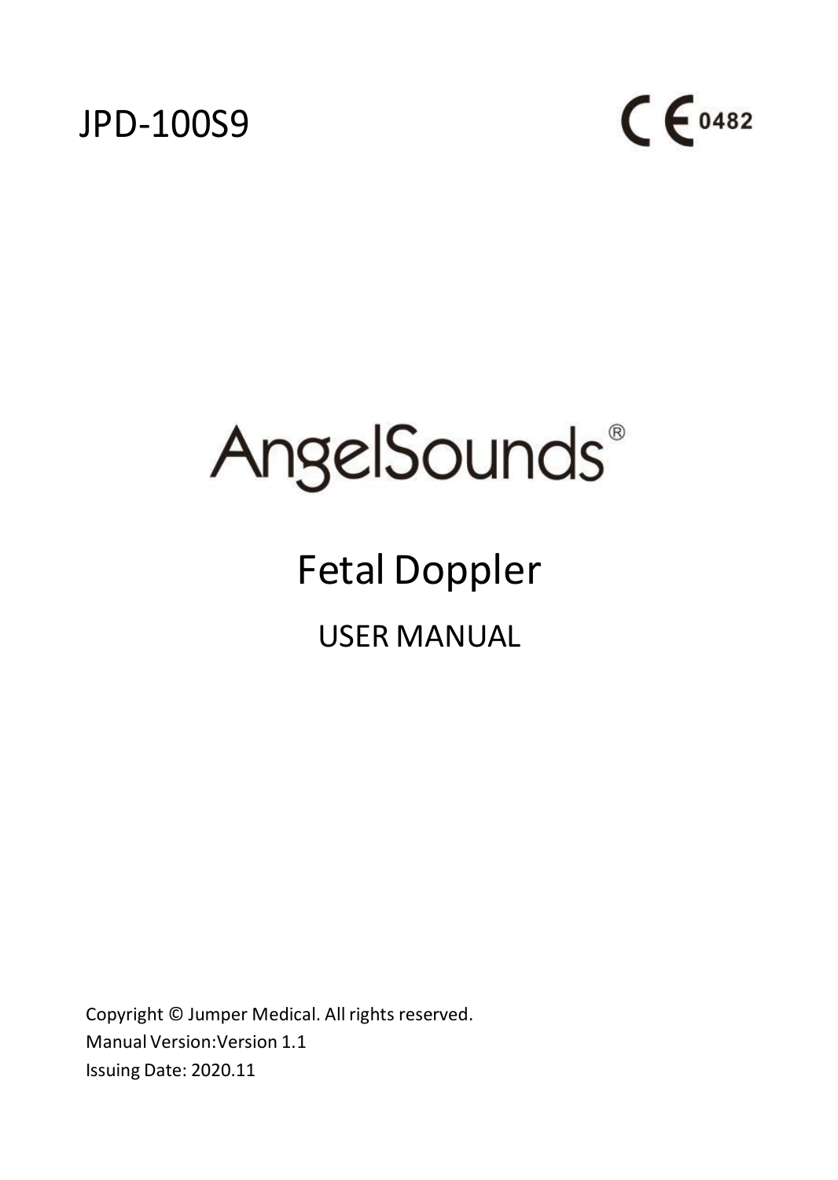JPD-100S9

CE 0482

# AngelSounds®

## Fetal Doppler

### USER MANUAL

Copyright © Jumper Medical. All rights reserved.
Manual Version:Version 1.1
Issuing Date: 2020.11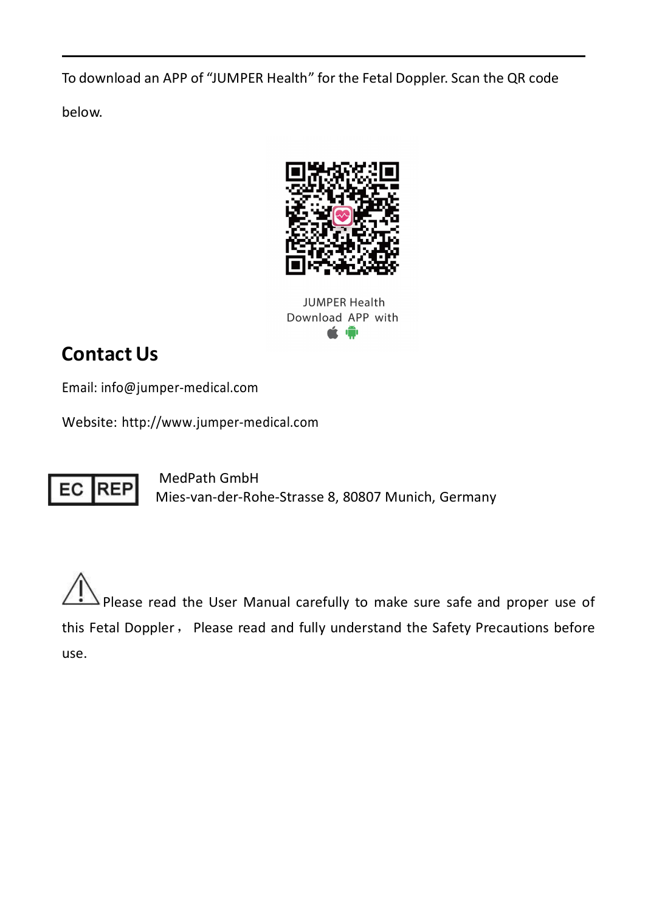To download an APP of "JUMPER Health" for the Fetal Doppler. Scan the QR code below.

JUMPER Health
Download APP with

## Contact Us

Email: info@jumper-medical.com

Website: http://www.jumper-medical.com

EC REP MedPath GmbH
Mies-van-der-Rohe-Strasse 8, 80807 Munich, Germany

⚠ Please read the User Manual carefully to make sure safe and proper use of this Fetal Doppler， Please read and fully understand the Safety Precautions before use.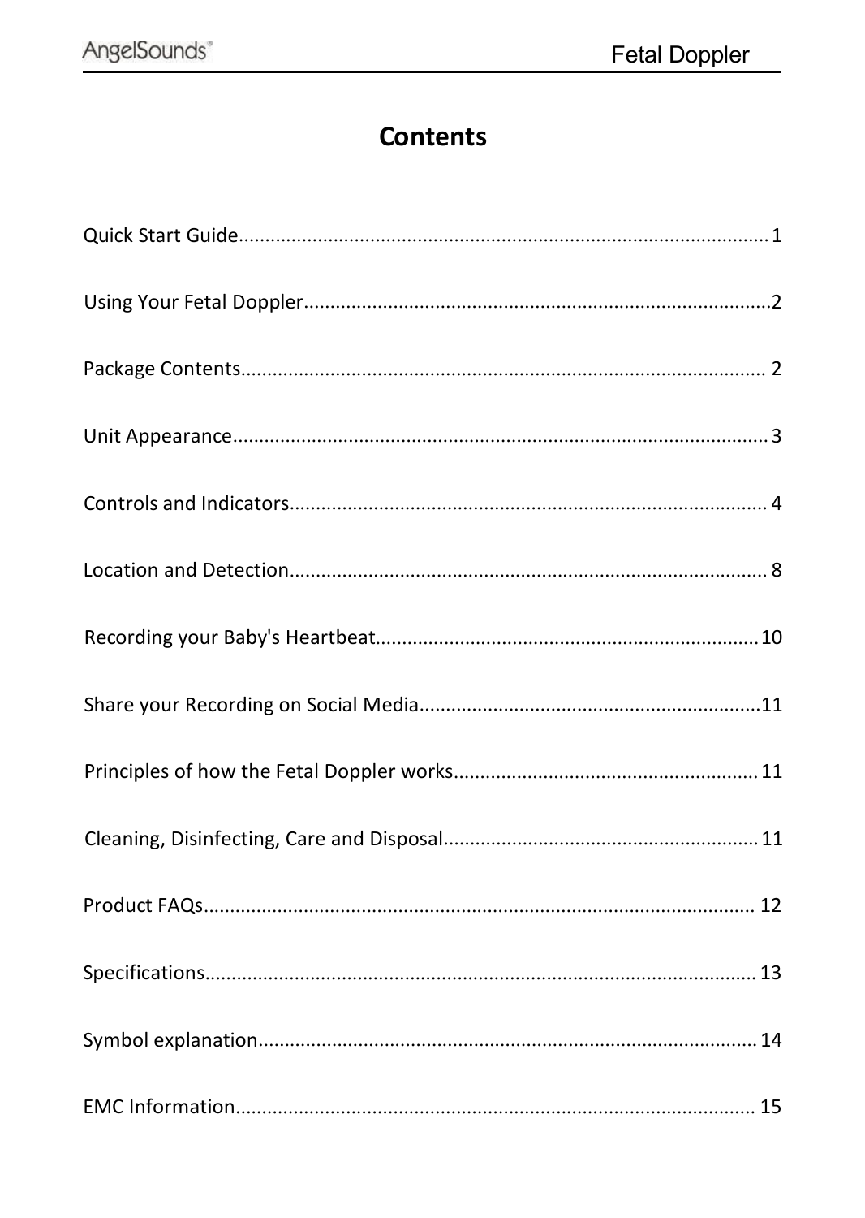# Contents

Quick Start Guide.................................................................................................... 1

Using Your Fetal Doppler.........................................................................................2

Package Contents.................................................................................................... 2

Unit Appearance...................................................................................................... 3

Controls and Indicators........................................................................................... 4

Location and Detection........................................................................................... 8

Recording your Baby's Heartbeat.........................................................................10

Share your Recording on Social Media.................................................................11

Principles of how the Fetal Doppler works.......................................................... 11

Cleaning, Disinfecting, Care and Disposal............................................................ 11

Product FAQs......................................................................................................... 12

Specifications......................................................................................................... 13

Symbol explanation............................................................................................... 14

EMC Information.................................................................................................... 15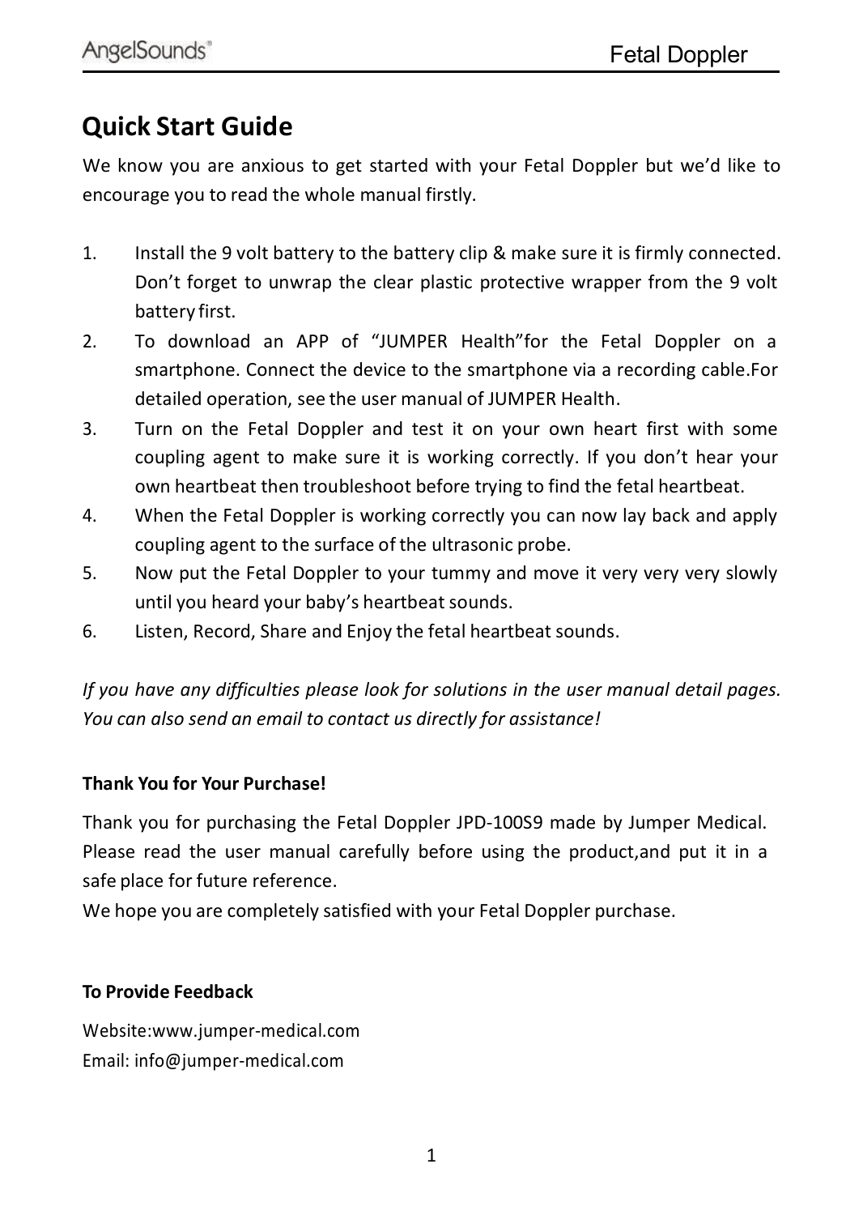## Quick Start Guide

We know you are anxious to get started with your Fetal Doppler but we'd like to encourage you to read the whole manual firstly.

1. Install the 9 volt battery to the battery clip & make sure it is firmly connected. Don't forget to unwrap the clear plastic protective wrapper from the 9 volt battery first.
2. To download an APP of "JUMPER Health"for the Fetal Doppler on a smartphone. Connect the device to the smartphone via a recording cable.For detailed operation, see the user manual of JUMPER Health.
3. Turn on the Fetal Doppler and test it on your own heart first with some coupling agent to make sure it is working correctly. If you don't hear your own heartbeat then troubleshoot before trying to find the fetal heartbeat.
4. When the Fetal Doppler is working correctly you can now lay back and apply coupling agent to the surface of the ultrasonic probe.
5. Now put the Fetal Doppler to your tummy and move it very very very slowly until you heard your baby's heartbeat sounds.
6. Listen, Record, Share and Enjoy the fetal heartbeat sounds.

*If you have any difficulties please look for solutions in the user manual detail pages. You can also send an email to contact us directly for assistance!*

**Thank You for Your Purchase!**

Thank you for purchasing the Fetal Doppler JPD-100S9 made by Jumper Medical. Please read the user manual carefully before using the product,and put it in a safe place for future reference.

We hope you are completely satisfied with your Fetal Doppler purchase.

**To Provide Feedback**

Website:www.jumper-medical.com
Email: info@jumper-medical.com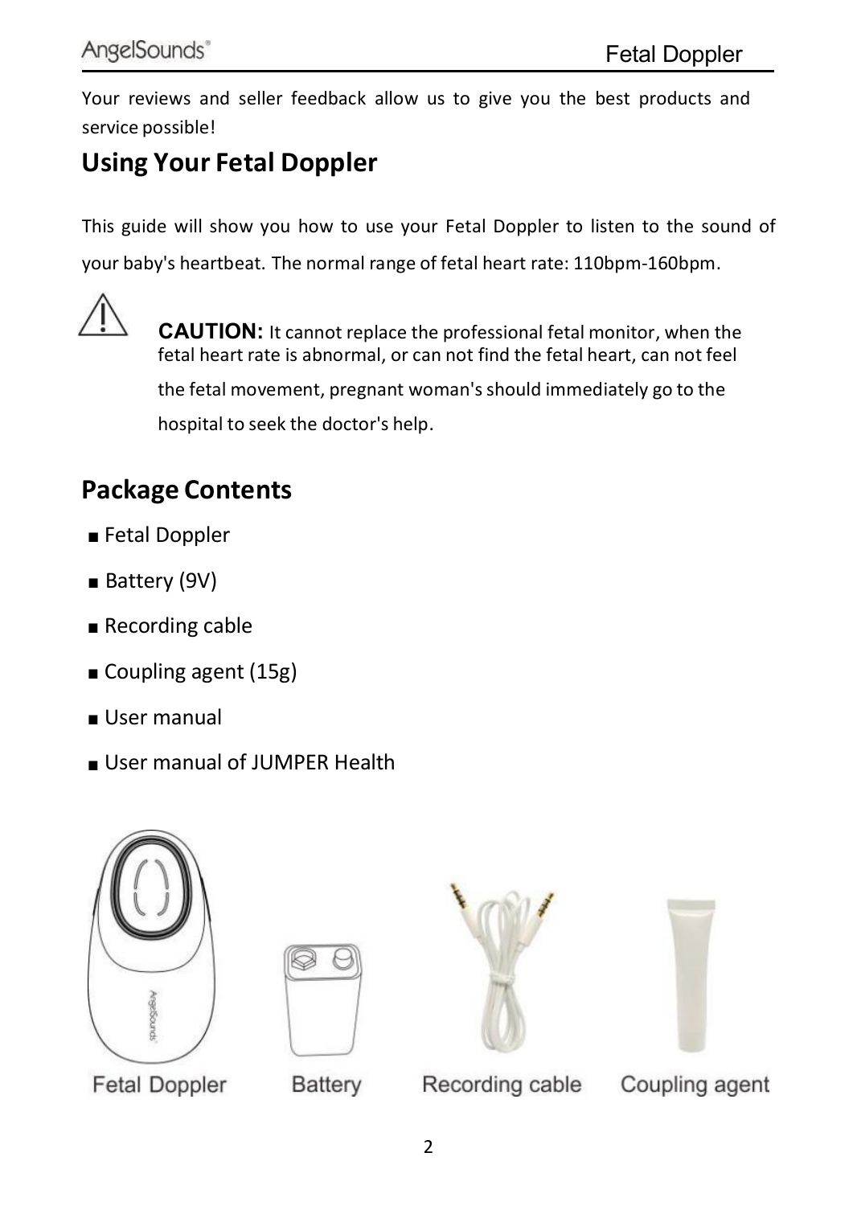Your reviews and seller feedback allow us to give you the best products and service possible!

## Using Your Fetal Doppler

This guide will show you how to use your Fetal Doppler to listen to the sound of your baby's heartbeat. The normal range of fetal heart rate: 110bpm-160bpm.

**CAUTION:** It cannot replace the professional fetal monitor, when the fetal heart rate is abnormal, or can not find the fetal heart, can not feel the fetal movement, pregnant woman's should immediately go to the hospital to seek the doctor's help.

## Package Contents

- Fetal Doppler
- Battery (9V)
- Recording cable
- Coupling agent (15g)
- User manual
- User manual of JUMPER Health

Fetal Doppler    Battery    Recording cable    Coupling agent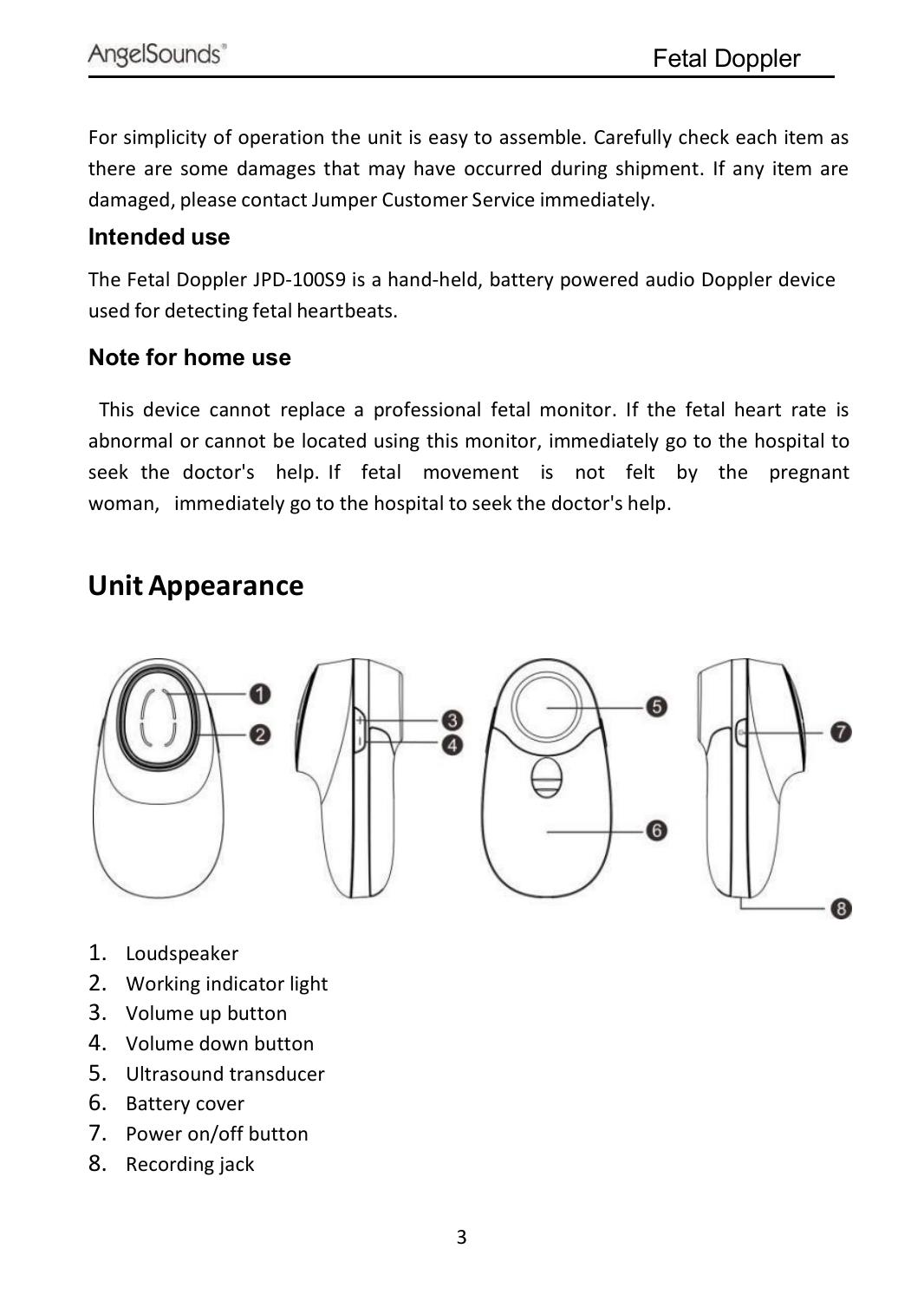For simplicity of operation the unit is easy to assemble. Carefully check each item as there are some damages that may have occurred during shipment. If any item are damaged, please contact Jumper Customer Service immediately.

### Intended use

The Fetal Doppler JPD-100S9 is a hand-held, battery powered audio Doppler device used for detecting fetal heartbeats.

### Note for home use

This device cannot replace a professional fetal monitor. If the fetal heart rate is abnormal or cannot be located using this monitor, immediately go to the hospital to seek the doctor's help. If fetal movement is not felt by the pregnant woman, immediately go to the hospital to seek the doctor's help.

## Unit Appearance

1. Loudspeaker
2. Working indicator light
3. Volume up button
4. Volume down button
5. Ultrasound transducer
6. Battery cover
7. Power on/off button
8. Recording jack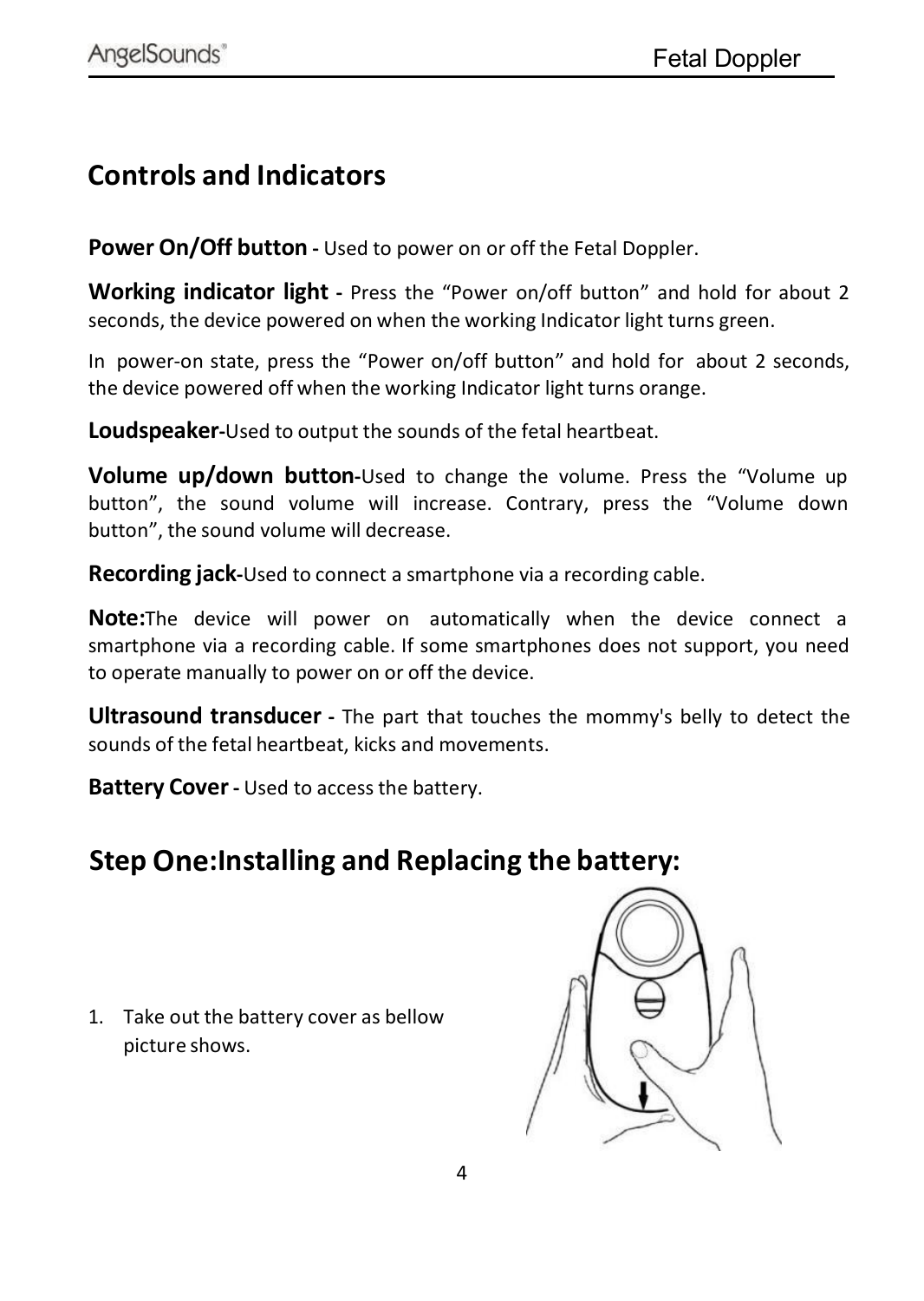## Controls and Indicators

**Power On/Off button -** Used to power on or off the Fetal Doppler.

**Working indicator light -** Press the "Power on/off button" and hold for about 2 seconds, the device powered on when the working Indicator light turns green.

In power-on state, press the "Power on/off button" and hold for about 2 seconds, the device powered off when the working Indicator light turns orange.

**Loudspeaker-**Used to output the sounds of the fetal heartbeat.

**Volume up/down button-**Used to change the volume. Press the "Volume up button", the sound volume will increase. Contrary, press the "Volume down button", the sound volume will decrease.

**Recording jack-**Used to connect a smartphone via a recording cable.

**Note:**The device will power on automatically when the device connect a smartphone via a recording cable. If some smartphones does not support, you need to operate manually to power on or off the device.

**Ultrasound transducer -** The part that touches the mommy's belly to detect the sounds of the fetal heartbeat, kicks and movements.

**Battery Cover -** Used to access the battery.

## Step One:Installing and Replacing the battery:

1. Take out the battery cover as bellow picture shows.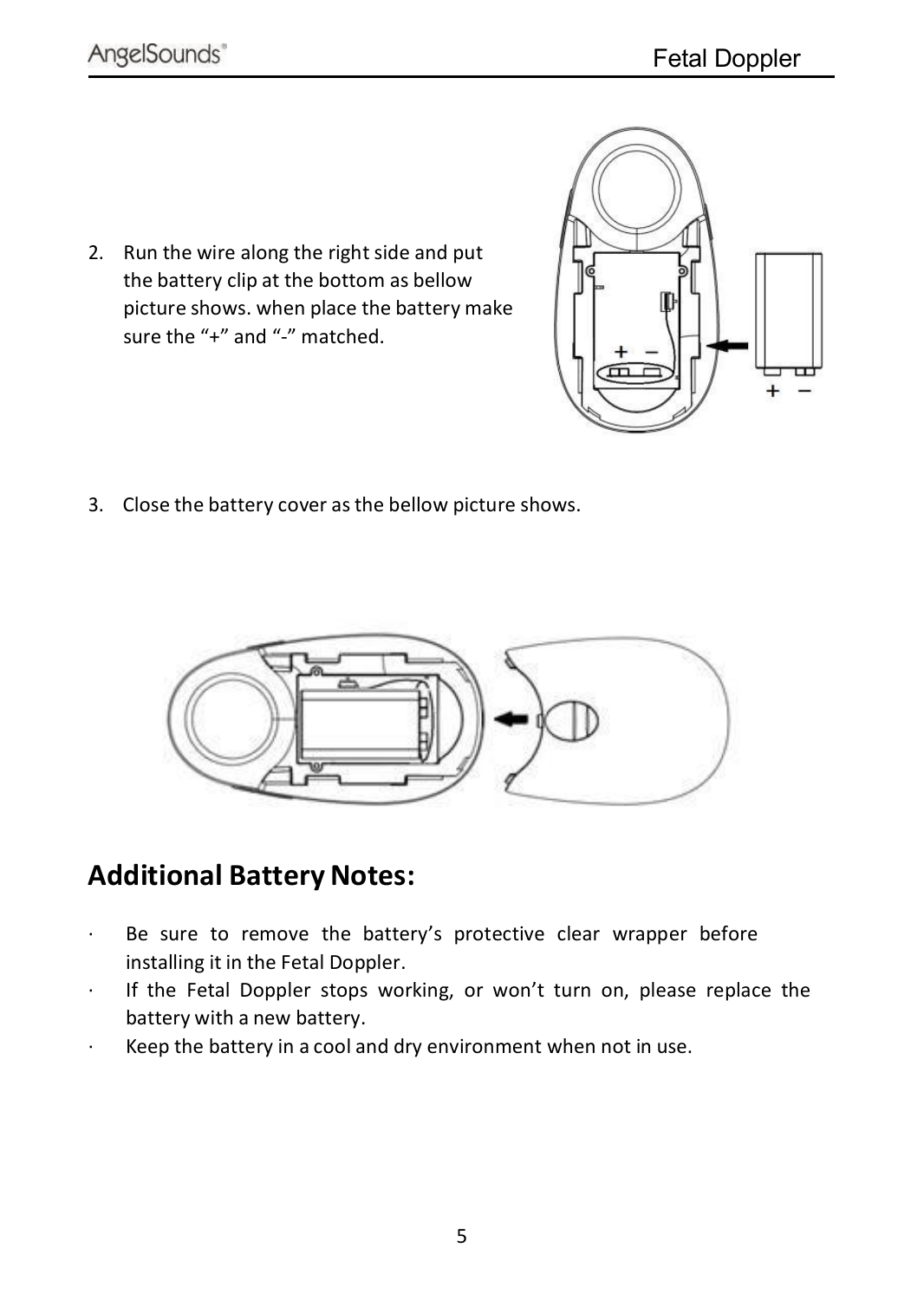2. Run the wire along the right side and put the battery clip at the bottom as bellow picture shows. when place the battery make sure the "+" and "-" matched.

3. Close the battery cover as the bellow picture shows.

## Additional Battery Notes:

- Be sure to remove the battery's protective clear wrapper before installing it in the Fetal Doppler.
- If the Fetal Doppler stops working, or won't turn on, please replace the battery with a new battery.
- Keep the battery in a cool and dry environment when not in use.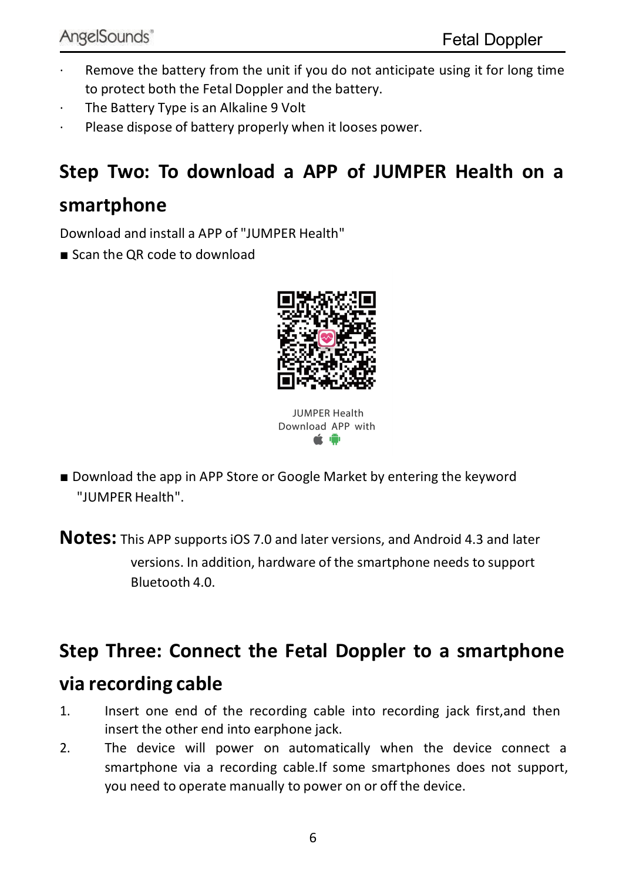- Remove the battery from the unit if you do not anticipate using it for long time to protect both the Fetal Doppler and the battery.
- The Battery Type is an Alkaline 9 Volt
- Please dispose of battery properly when it looses power.

## Step Two: To download a APP of JUMPER Health on a smartphone

Download and install a APP of "JUMPER Health"

■ Scan the QR code to download

JUMPER Health
Download APP with

■ Download the app in APP Store or Google Market by entering the keyword "JUMPER Health".

**Notes:** This APP supports iOS 7.0 and later versions, and Android 4.3 and later versions. In addition, hardware of the smartphone needs to support Bluetooth 4.0.

## Step Three: Connect the Fetal Doppler to a smartphone via recording cable

1. Insert one end of the recording cable into recording jack first,and then insert the other end into earphone jack.
2. The device will power on automatically when the device connect a smartphone via a recording cable.If some smartphones does not support, you need to operate manually to power on or off the device.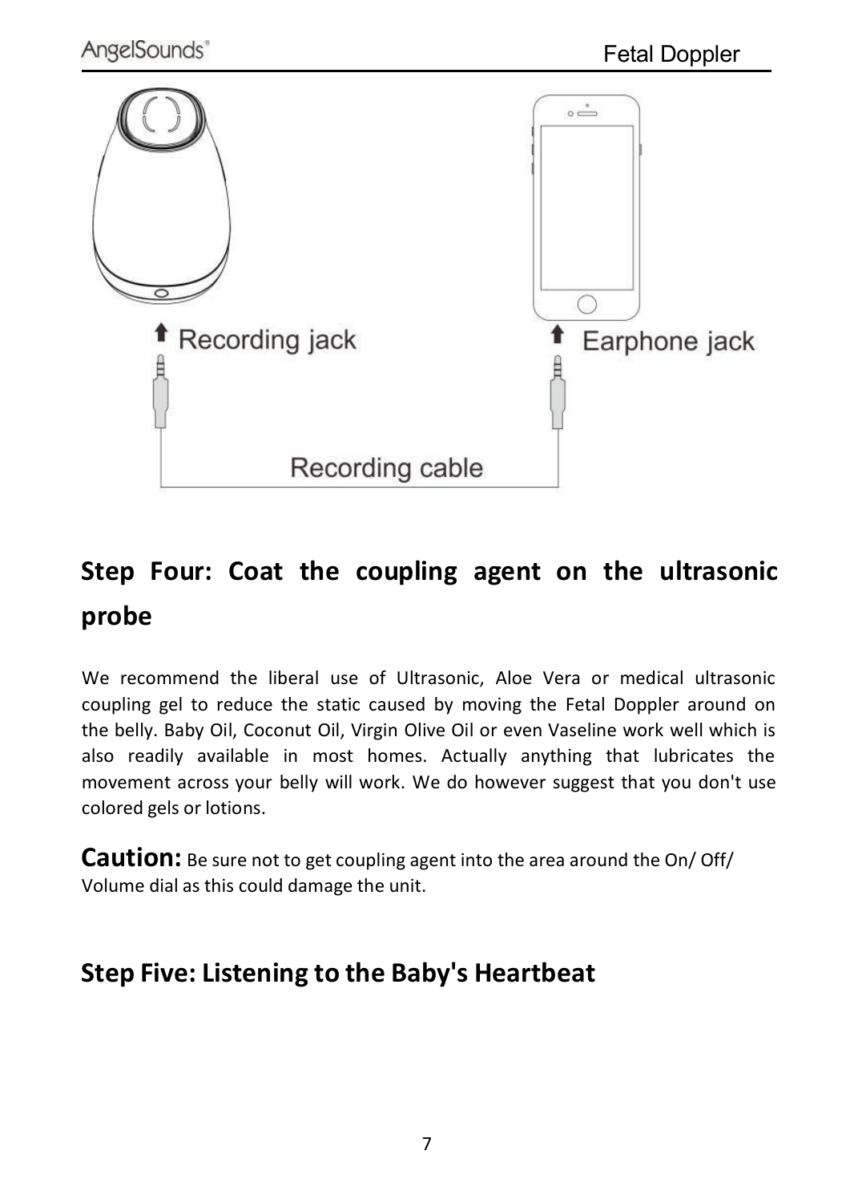Recording jack

Earphone jack

Recording cable

## Step Four: Coat the coupling agent on the ultrasonic probe

We recommend the liberal use of Ultrasonic, Aloe Vera or medical ultrasonic coupling gel to reduce the static caused by moving the Fetal Doppler around on the belly. Baby Oil, Coconut Oil, Virgin Olive Oil or even Vaseline work well which is also readily available in most homes. Actually anything that lubricates the movement across your belly will work. We do however suggest that you don't use colored gels or lotions.

**Caution:** Be sure not to get coupling agent into the area around the On/ Off/ Volume dial as this could damage the unit.

## Step Five: Listening to the Baby's Heartbeat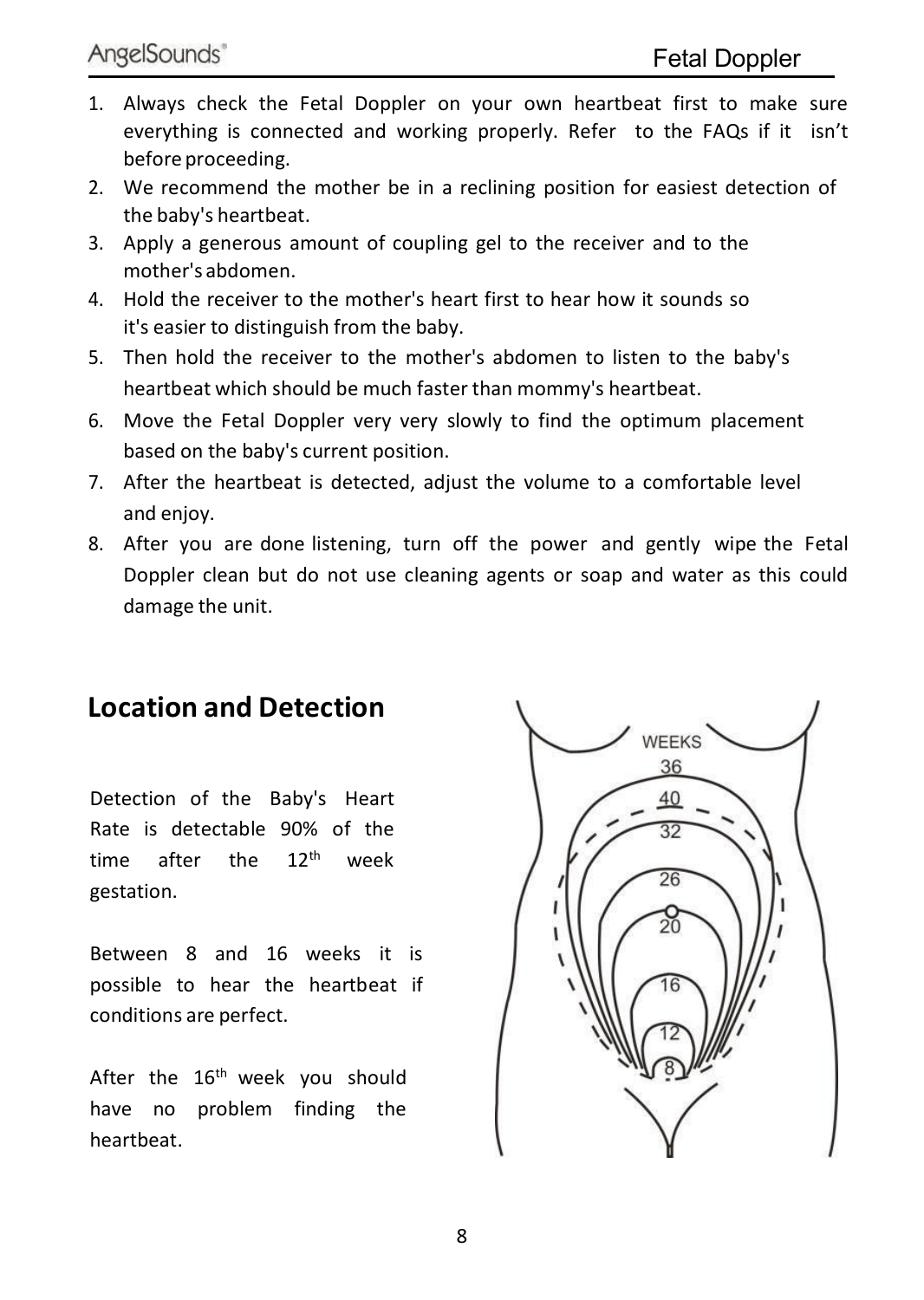1. Always check the Fetal Doppler on your own heartbeat first to make sure everything is connected and working properly. Refer to the FAQs if it isn't before proceeding.
2. We recommend the mother be in a reclining position for easiest detection of the baby's heartbeat.
3. Apply a generous amount of coupling gel to the receiver and to the mother's abdomen.
4. Hold the receiver to the mother's heart first to hear how it sounds so it's easier to distinguish from the baby.
5. Then hold the receiver to the mother's abdomen to listen to the baby's heartbeat which should be much faster than mommy's heartbeat.
6. Move the Fetal Doppler very very slowly to find the optimum placement based on the baby's current position.
7. After the heartbeat is detected, adjust the volume to a comfortable level and enjoy.
8. After you are done listening, turn off the power and gently wipe the Fetal Doppler clean but do not use cleaning agents or soap and water as this could damage the unit.

## Location and Detection

Detection of the Baby's Heart Rate is detectable 90% of the time after the 12th week gestation.

Between 8 and 16 weeks it is possible to hear the heartbeat if conditions are perfect.

After the 16th week you should have no problem finding the heartbeat.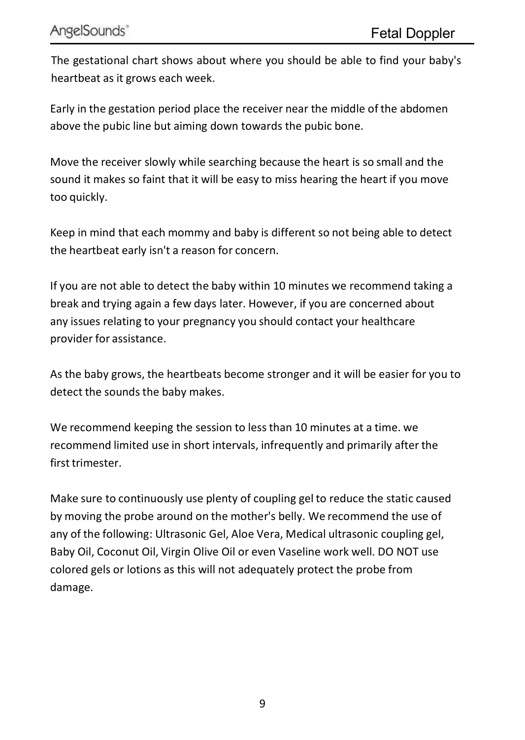The gestational chart shows about where you should be able to find your baby's heartbeat as it grows each week.

Early in the gestation period place the receiver near the middle of the abdomen above the pubic line but aiming down towards the pubic bone.

Move the receiver slowly while searching because the heart is so small and the sound it makes so faint that it will be easy to miss hearing the heart if you move too quickly.

Keep in mind that each mommy and baby is different so not being able to detect the heartbeat early isn't a reason for concern.

If you are not able to detect the baby within 10 minutes we recommend taking a break and trying again a few days later. However, if you are concerned about any issues relating to your pregnancy you should contact your healthcare provider for assistance.

As the baby grows, the heartbeats become stronger and it will be easier for you to detect the sounds the baby makes.

We recommend keeping the session to less than 10 minutes at a time. we recommend limited use in short intervals, infrequently and primarily after the first trimester.

Make sure to continuously use plenty of coupling gel to reduce the static caused by moving the probe around on the mother's belly. We recommend the use of any of the following: Ultrasonic Gel, Aloe Vera, Medical ultrasonic coupling gel, Baby Oil, Coconut Oil, Virgin Olive Oil or even Vaseline work well. DO NOT use colored gels or lotions as this will not adequately protect the probe from damage.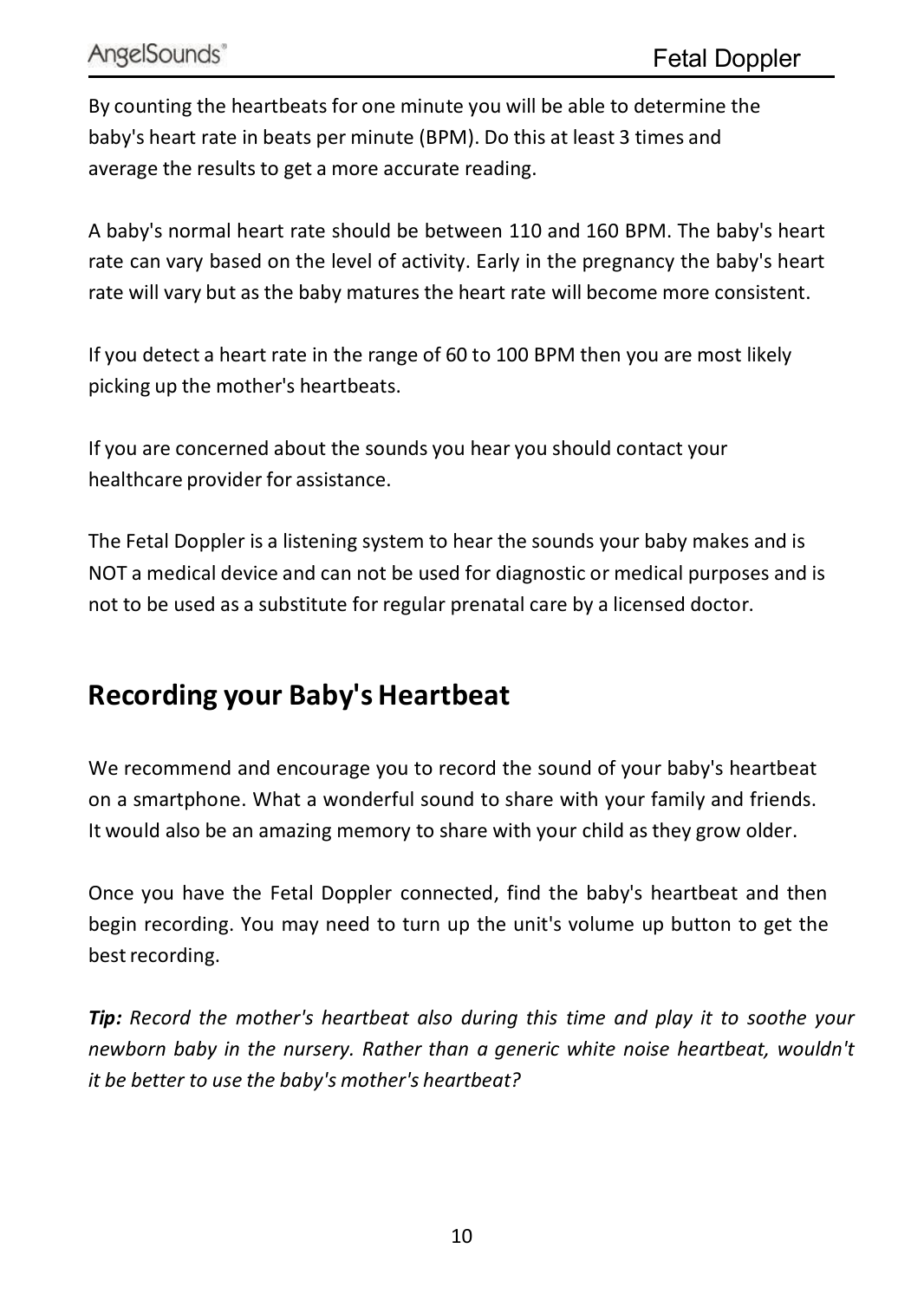By counting the heartbeats for one minute you will be able to determine the baby's heart rate in beats per minute (BPM). Do this at least 3 times and average the results to get a more accurate reading.

A baby's normal heart rate should be between 110 and 160 BPM. The baby's heart rate can vary based on the level of activity. Early in the pregnancy the baby's heart rate will vary but as the baby matures the heart rate will become more consistent.

If you detect a heart rate in the range of 60 to 100 BPM then you are most likely picking up the mother's heartbeats.

If you are concerned about the sounds you hear you should contact your healthcare provider for assistance.

The Fetal Doppler is a listening system to hear the sounds your baby makes and is NOT a medical device and can not be used for diagnostic or medical purposes and is not to be used as a substitute for regular prenatal care by a licensed doctor.

## Recording your Baby's Heartbeat

We recommend and encourage you to record the sound of your baby's heartbeat on a smartphone. What a wonderful sound to share with your family and friends. It would also be an amazing memory to share with your child as they grow older.

Once you have the Fetal Doppler connected, find the baby's heartbeat and then begin recording. You may need to turn up the unit's volume up button to get the best recording.

***Tip:*** *Record the mother's heartbeat also during this time and play it to soothe your newborn baby in the nursery. Rather than a generic white noise heartbeat, wouldn't it be better to use the baby's mother's heartbeat?*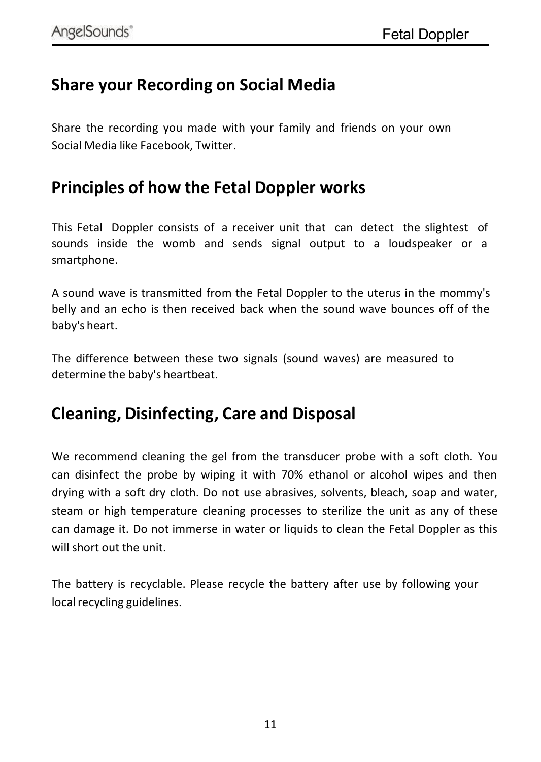## Share your Recording on Social Media

Share the recording you made with your family and friends on your own Social Media like Facebook, Twitter.

## Principles of how the Fetal Doppler works

This Fetal Doppler consists of a receiver unit that can detect the slightest of sounds inside the womb and sends signal output to a loudspeaker or a smartphone.

A sound wave is transmitted from the Fetal Doppler to the uterus in the mommy's belly and an echo is then received back when the sound wave bounces off of the baby's heart.

The difference between these two signals (sound waves) are measured to determine the baby's heartbeat.

## Cleaning, Disinfecting, Care and Disposal

We recommend cleaning the gel from the transducer probe with a soft cloth. You can disinfect the probe by wiping it with 70% ethanol or alcohol wipes and then drying with a soft dry cloth. Do not use abrasives, solvents, bleach, soap and water, steam or high temperature cleaning processes to sterilize the unit as any of these can damage it. Do not immerse in water or liquids to clean the Fetal Doppler as this will short out the unit.

The battery is recyclable. Please recycle the battery after use by following your local recycling guidelines.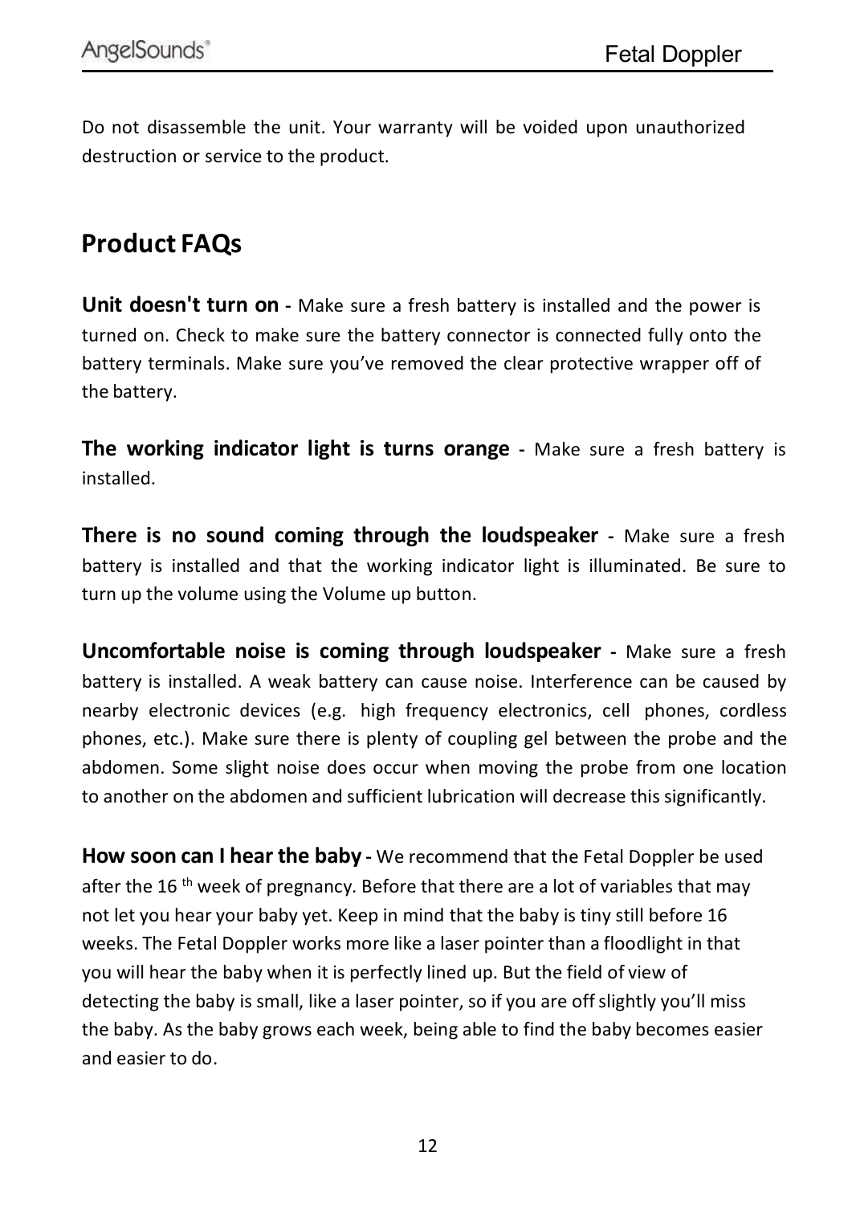Do not disassemble the unit. Your warranty will be voided upon unauthorized destruction or service to the product.

## Product FAQs

**Unit doesn't turn on -** Make sure a fresh battery is installed and the power is turned on. Check to make sure the battery connector is connected fully onto the battery terminals. Make sure you've removed the clear protective wrapper off of the battery.

**The working indicator light is turns orange -** Make sure a fresh battery is installed.

**There is no sound coming through the loudspeaker -** Make sure a fresh battery is installed and that the working indicator light is illuminated. Be sure to turn up the volume using the Volume up button.

**Uncomfortable noise is coming through loudspeaker -** Make sure a fresh battery is installed. A weak battery can cause noise. Interference can be caused by nearby electronic devices (e.g. high frequency electronics, cell phones, cordless phones, etc.). Make sure there is plenty of coupling gel between the probe and the abdomen. Some slight noise does occur when moving the probe from one location to another on the abdomen and sufficient lubrication will decrease this significantly.

**How soon can I hear the baby -** We recommend that the Fetal Doppler be used after the 16 th week of pregnancy. Before that there are a lot of variables that may not let you hear your baby yet. Keep in mind that the baby is tiny still before 16 weeks. The Fetal Doppler works more like a laser pointer than a floodlight in that you will hear the baby when it is perfectly lined up. But the field of view of detecting the baby is small, like a laser pointer, so if you are off slightly you'll miss the baby. As the baby grows each week, being able to find the baby becomes easier and easier to do.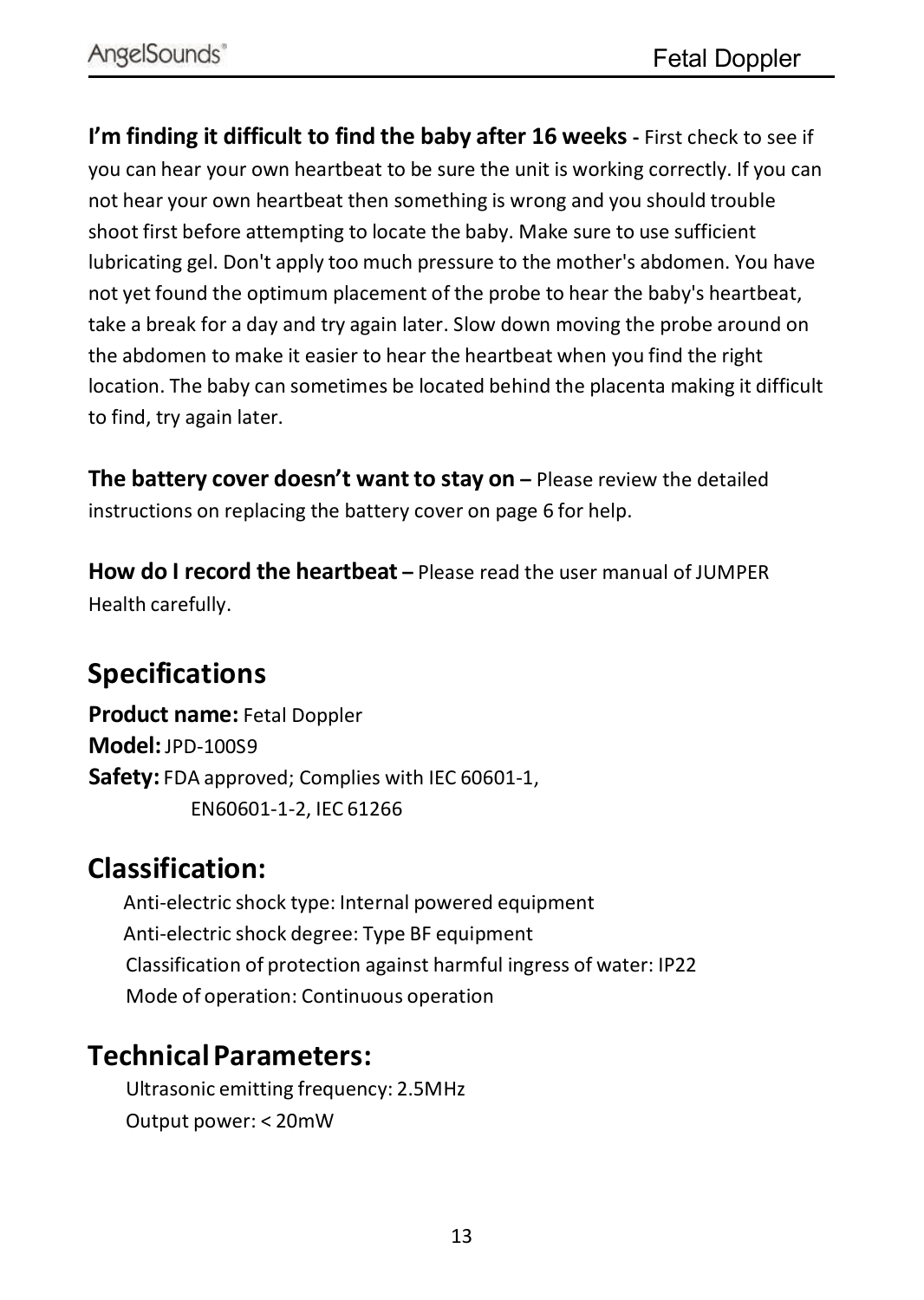**I'm finding it difficult to find the baby after 16 weeks -** First check to see if you can hear your own heartbeat to be sure the unit is working correctly. If you can not hear your own heartbeat then something is wrong and you should trouble shoot first before attempting to locate the baby. Make sure to use sufficient lubricating gel. Don't apply too much pressure to the mother's abdomen. You have not yet found the optimum placement of the probe to hear the baby's heartbeat, take a break for a day and try again later. Slow down moving the probe around on the abdomen to make it easier to hear the heartbeat when you find the right location. The baby can sometimes be located behind the placenta making it difficult to find, try again later.

**The battery cover doesn't want to stay on –** Please review the detailed instructions on replacing the battery cover on page 6 for help.

**How do I record the heartbeat –** Please read the user manual of JUMPER Health carefully.

## Specifications

**Product name:** Fetal Doppler
**Model:** JPD-100S9
**Safety:** FDA approved; Complies with IEC 60601-1, EN60601-1-2, IEC 61266

## Classification:

Anti-electric shock type: Internal powered equipment
Anti-electric shock degree: Type BF equipment
Classification of protection against harmful ingress of water: IP22
Mode of operation: Continuous operation

## Technical Parameters:

Ultrasonic emitting frequency: 2.5MHz
Output power: < 20mW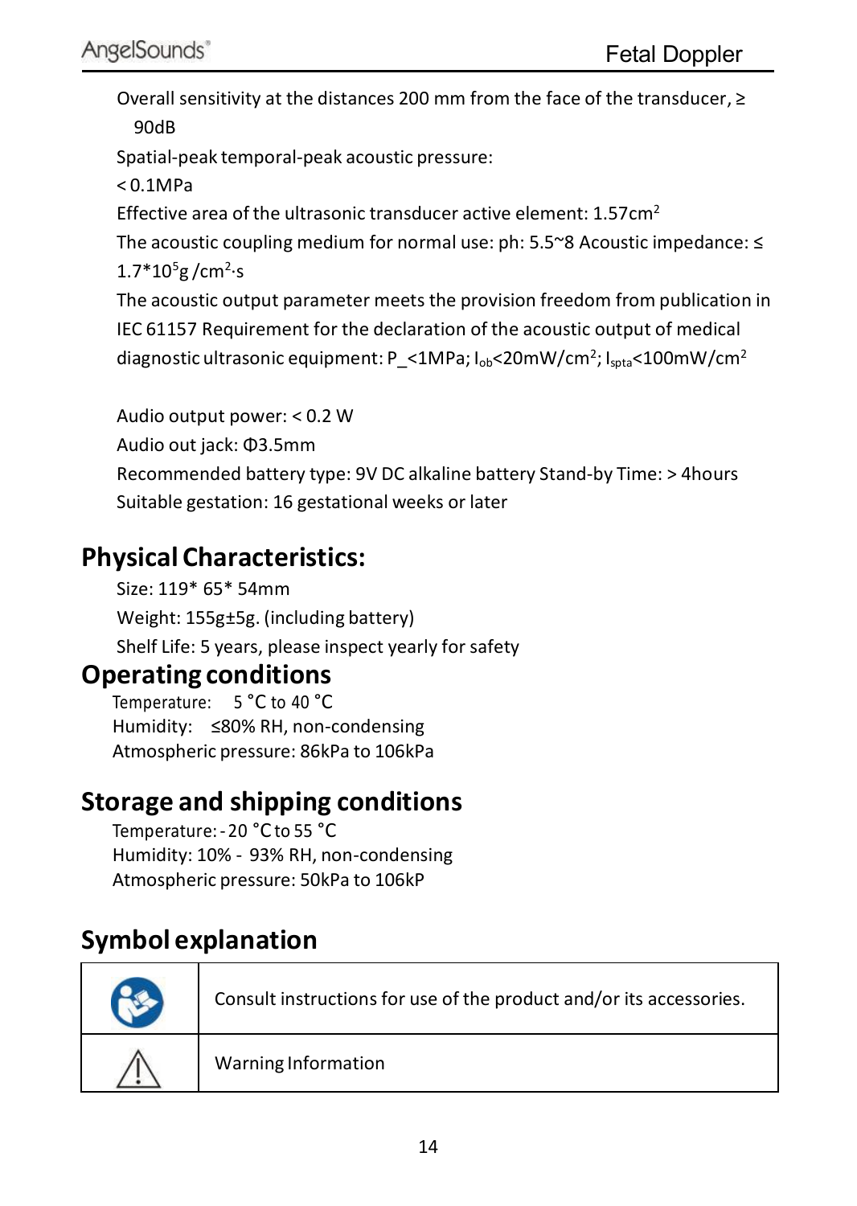Overall sensitivity at the distances 200 mm from the face of the transducer, ≥ 90dB

Spatial-peak temporal-peak acoustic pressure:

< 0.1MPa

Effective area of the ultrasonic transducer active element: 1.57$cm^2$

The acoustic coupling medium for normal use: ph: 5.5~8 Acoustic impedance: ≤ $1.7*10^5$g /$cm^2$·s

The acoustic output parameter meets the provision freedom from publication in IEC 61157 Requirement for the declaration of the acoustic output of medical diagnostic ultrasonic equipment: P_<1MPa; $I_{ob}$<20mW/$cm^2$; $I_{spta}$<100mW/$cm^2$

Audio output power: < 0.2 W

Audio out jack: Φ3.5mm

Recommended battery type: 9V DC alkaline battery Stand-by Time: > 4hours

Suitable gestation: 16 gestational weeks or later

## Physical Characteristics:

Size: 119* 65* 54mm

Weight: 155g±5g. (including battery)

Shelf Life: 5 years, please inspect yearly for safety

## Operating conditions

Temperature: 5 °C to 40 °C

Humidity: ≤80% RH, non-condensing

Atmospheric pressure: 86kPa to 106kPa

## Storage and shipping conditions

Temperature: -20 °C to 55 °C

Humidity: 10% - 93% RH, non-condensing

Atmospheric pressure: 50kPa to 106kP

## Symbol explanation

| Symbol | Explanation |
|---|---|
| | Consult instructions for use of the product and/or its accessories. |
| ⚠ | Warning Information |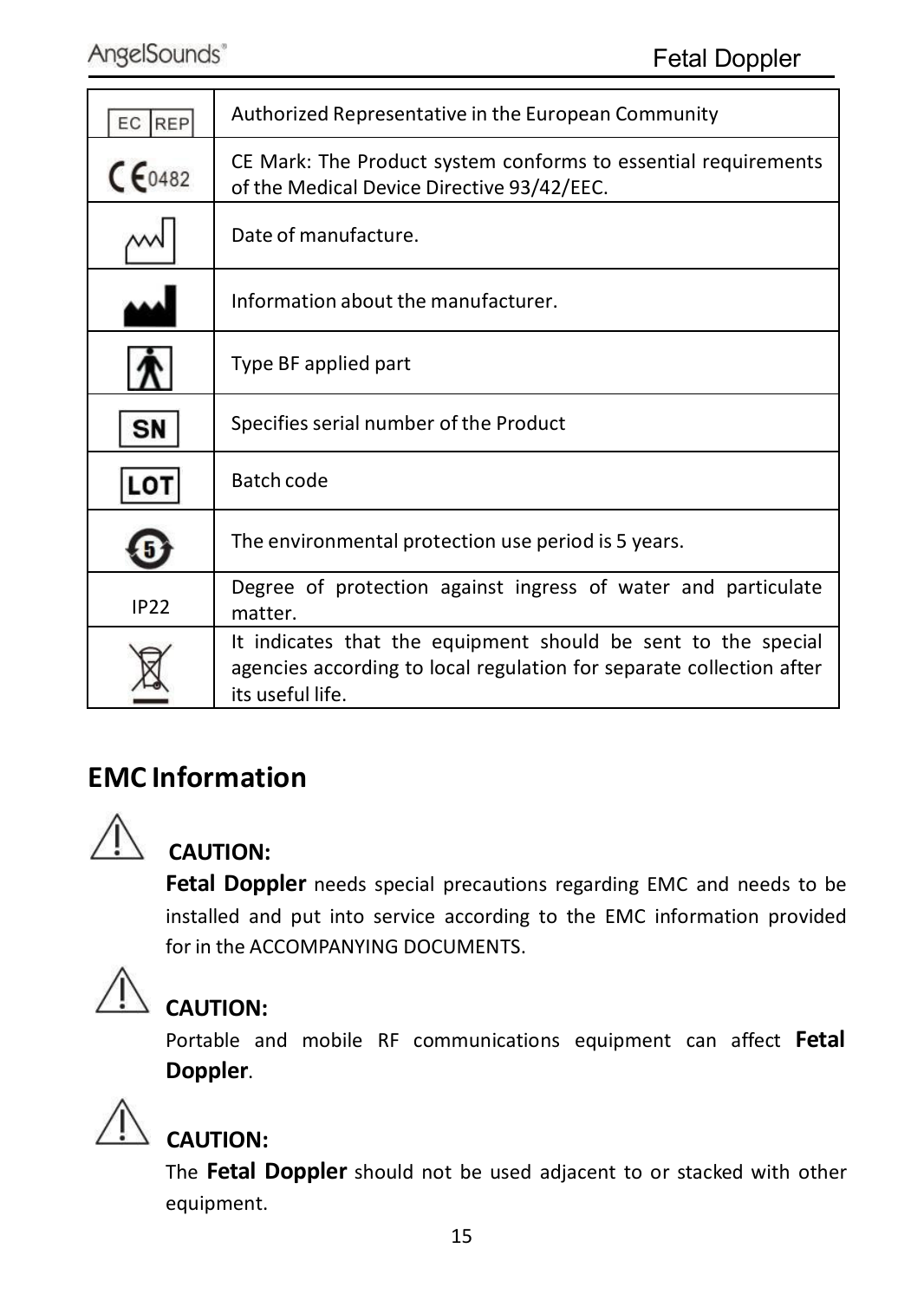| Symbol | Description |
|---|---|
| EC REP | Authorized Representative in the European Community |
| CE 0482 | CE Mark: The Product system conforms to essential requirements of the Medical Device Directive 93/42/EEC. |
| | Date of manufacture. |
| | Information about the manufacturer. |
| | Type BF applied part |
| SN | Specifies serial number of the Product |
| LOT | Batch code |
| | The environmental protection use period is 5 years. |
| IP22 | Degree of protection against ingress of water and particulate matter. |
| | It indicates that the equipment should be sent to the special agencies according to local regulation for separate collection after its useful life. |

## EMC Information

⚠ **CAUTION:**

**Fetal Doppler** needs special precautions regarding EMC and needs to be installed and put into service according to the EMC information provided for in the ACCOMPANYING DOCUMENTS.

⚠ **CAUTION:**

Portable and mobile RF communications equipment can affect **Fetal Doppler**.

⚠ **CAUTION:**

The **Fetal Doppler** should not be used adjacent to or stacked with other equipment.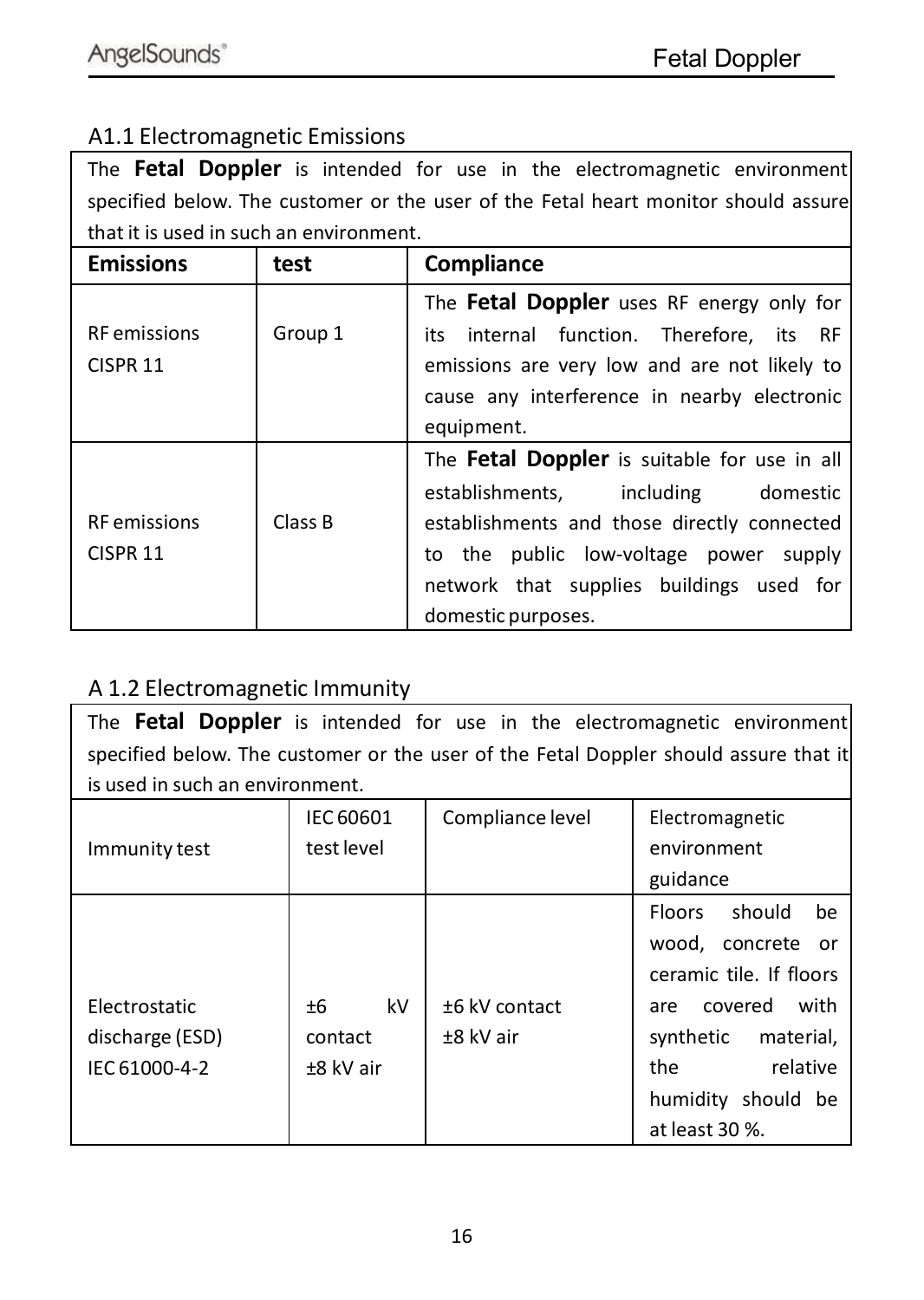## A1.1 Electromagnetic Emissions

| The **Fetal Doppler** is intended for use in the electromagnetic environment specified below. The customer or the user of the Fetal heart monitor should assure that it is used in such an environment. | | |
|---|---|---|
| **Emissions** | **test** | **Compliance** |
| RF emissions CISPR 11 | Group 1 | The **Fetal Doppler** uses RF energy only for its internal function. Therefore, its RF emissions are very low and are not likely to cause any interference in nearby electronic equipment. |
| RF emissions CISPR 11 | Class B | The **Fetal Doppler** is suitable for use in all establishments, including domestic establishments and those directly connected to the public low-voltage power supply network that supplies buildings used for domestic purposes. |

## A 1.2 Electromagnetic Immunity

| The **Fetal Doppler** is intended for use in the electromagnetic environment specified below. The customer or the user of the Fetal Doppler should assure that it is used in such an environment. | | | |
|---|---|---|---|
| Immunity test | IEC 60601 test level | Compliance level | Electromagnetic environment guidance |
| Electrostatic discharge (ESD) IEC 61000-4-2 | ±6 kV contact<br>±8 kV air | ±6 kV contact<br>±8 kV air | Floors should be wood, concrete or ceramic tile. If floors are covered with synthetic material, the relative humidity should be at least 30 %. |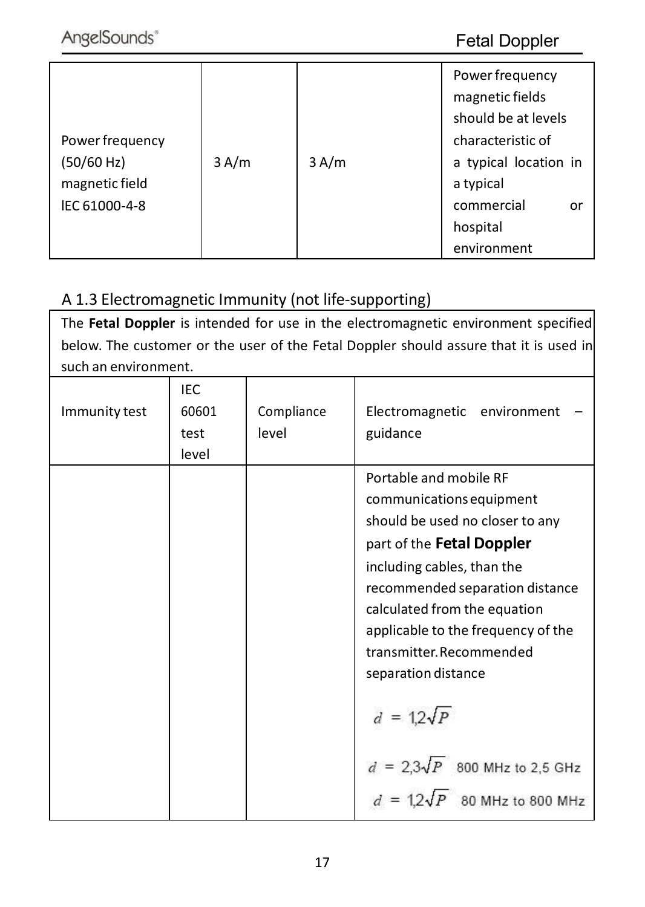| Power frequency (50/60 Hz) magnetic field IEC 61000-4-8 | 3 A/m | 3 A/m | Power frequency magnetic fields should be at levels characteristic of a typical location in a typical commercial or hospital environment |
|---|---|---|---|

## A 1.3 Electromagnetic Immunity (not life-supporting)

| The **Fetal Doppler** is intended for use in the electromagnetic environment specified below. The customer or the user of the Fetal Doppler should assure that it is used in such an environment. | | | |
|---|---|---|---|
| Immunity test | IEC 60601 test level | Compliance level | Electromagnetic environment – guidance |
| | | | Portable and mobile RF communications equipment should be used no closer to any part of the **Fetal Doppler** including cables, than the recommended separation distance calculated from the equation applicable to the frequency of the transmitter. Recommended separation distance<br><br>$d = 1{,}2\sqrt{P}$<br><br>$d = 2{,}3\sqrt{P}$ 800 MHz to 2,5 GHz<br>$d = 1{,}2\sqrt{P}$ 80 MHz to 800 MHz |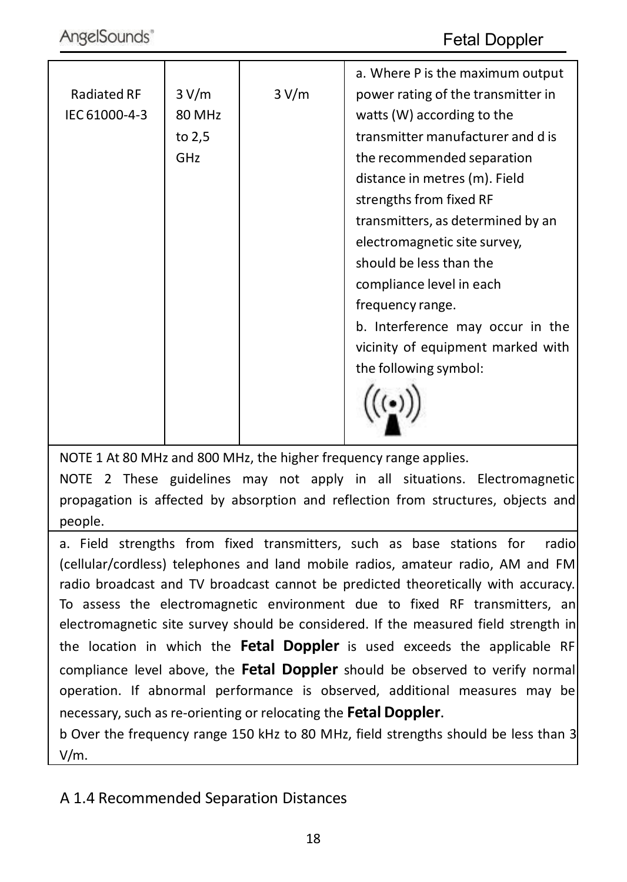| Radiated RF IEC 61000-4-3 | 3 V/m 80 MHz to 2,5 GHz | 3 V/m | a. Where P is the maximum output power rating of the transmitter in watts (W) according to the transmitter manufacturer and d is the recommended separation distance in metres (m). Field strengths from fixed RF transmitters, as determined by an electromagnetic site survey, should be less than the compliance level in each frequency range. b. Interference may occur in the vicinity of equipment marked with the following symbol: |
|---|---|---|---|

NOTE 1 At 80 MHz and 800 MHz, the higher frequency range applies.
NOTE 2 These guidelines may not apply in all situations. Electromagnetic propagation is affected by absorption and reflection from structures, objects and people.

a. Field strengths from fixed transmitters, such as base stations for radio (cellular/cordless) telephones and land mobile radios, amateur radio, AM and FM radio broadcast and TV broadcast cannot be predicted theoretically with accuracy. To assess the electromagnetic environment due to fixed RF transmitters, an electromagnetic site survey should be considered. If the measured field strength in the location in which the **Fetal Doppler** is used exceeds the applicable RF compliance level above, the **Fetal Doppler** should be observed to verify normal operation. If abnormal performance is observed, additional measures may be necessary, such as re-orienting or relocating the **Fetal Doppler**.
b Over the frequency range 150 kHz to 80 MHz, field strengths should be less than 3 V/m.

A 1.4 Recommended Separation Distances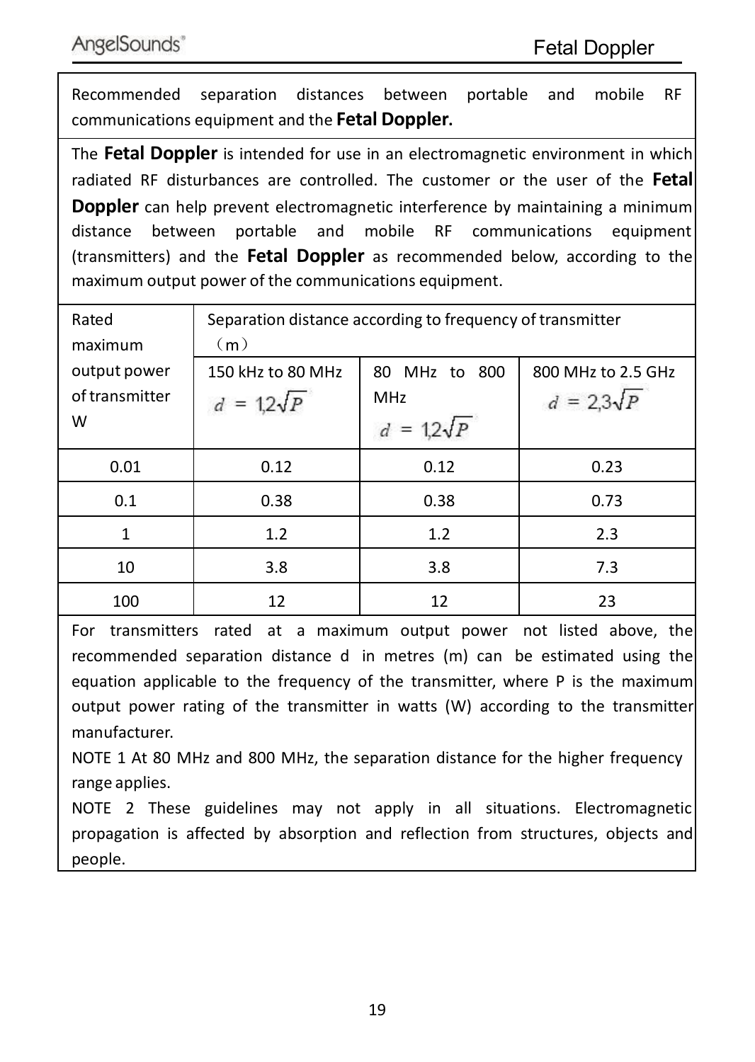Recommended separation distances between portable and mobile RF communications equipment and the **Fetal Doppler.**

The **Fetal Doppler** is intended for use in an electromagnetic environment in which radiated RF disturbances are controlled. The customer or the user of the **Fetal Doppler** can help prevent electromagnetic interference by maintaining a minimum distance between portable and mobile RF communications equipment (transmitters) and the **Fetal Doppler** as recommended below, according to the maximum output power of the communications equipment.

| Rated maximum output power of transmitter W | Separation distance according to frequency of transmitter （m） | | |
|---|---|---|---|
| | 150 kHz to 80 MHz $d = 1{,}2\sqrt{P}$ | 80 MHz to 800 MHz $d = 1{,}2\sqrt{P}$ | 800 MHz to 2.5 GHz $d = 2{,}3\sqrt{P}$ |
| 0.01 | 0.12 | 0.12 | 0.23 |
| 0.1 | 0.38 | 0.38 | 0.73 |
| 1 | 1.2 | 1.2 | 2.3 |
| 10 | 3.8 | 3.8 | 7.3 |
| 100 | 12 | 12 | 23 |

For transmitters rated at a maximum output power not listed above, the recommended separation distance d in metres (m) can be estimated using the equation applicable to the frequency of the transmitter, where P is the maximum output power rating of the transmitter in watts (W) according to the transmitter manufacturer.

NOTE 1 At 80 MHz and 800 MHz, the separation distance for the higher frequency range applies.

NOTE 2 These guidelines may not apply in all situations. Electromagnetic propagation is affected by absorption and reflection from structures, objects and people.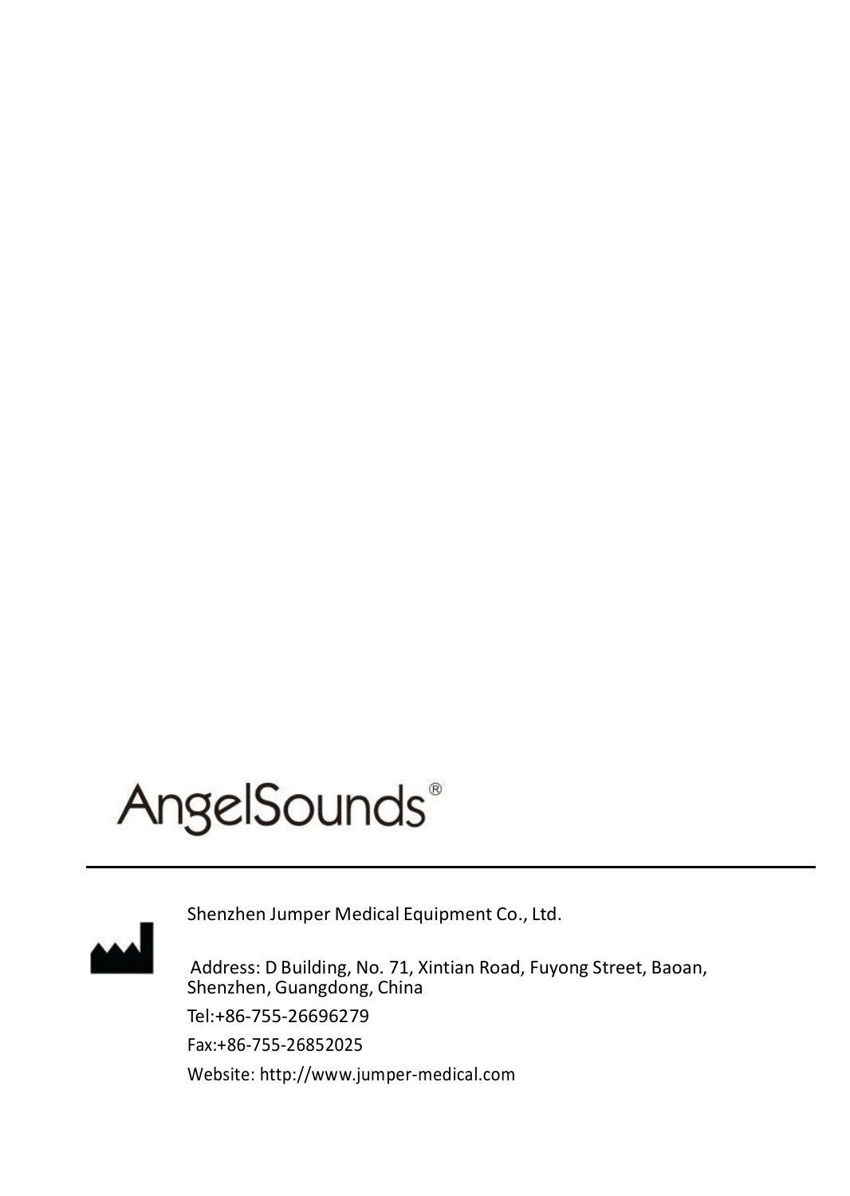AngelSounds®

Shenzhen Jumper Medical Equipment Co., Ltd.

Address: D Building, No. 71, Xintian Road, Fuyong Street, Baoan, Shenzhen, Guangdong, China

Tel:+86-755-26696279

Fax:+86-755-26852025

Website: http://www.jumper-medical.com